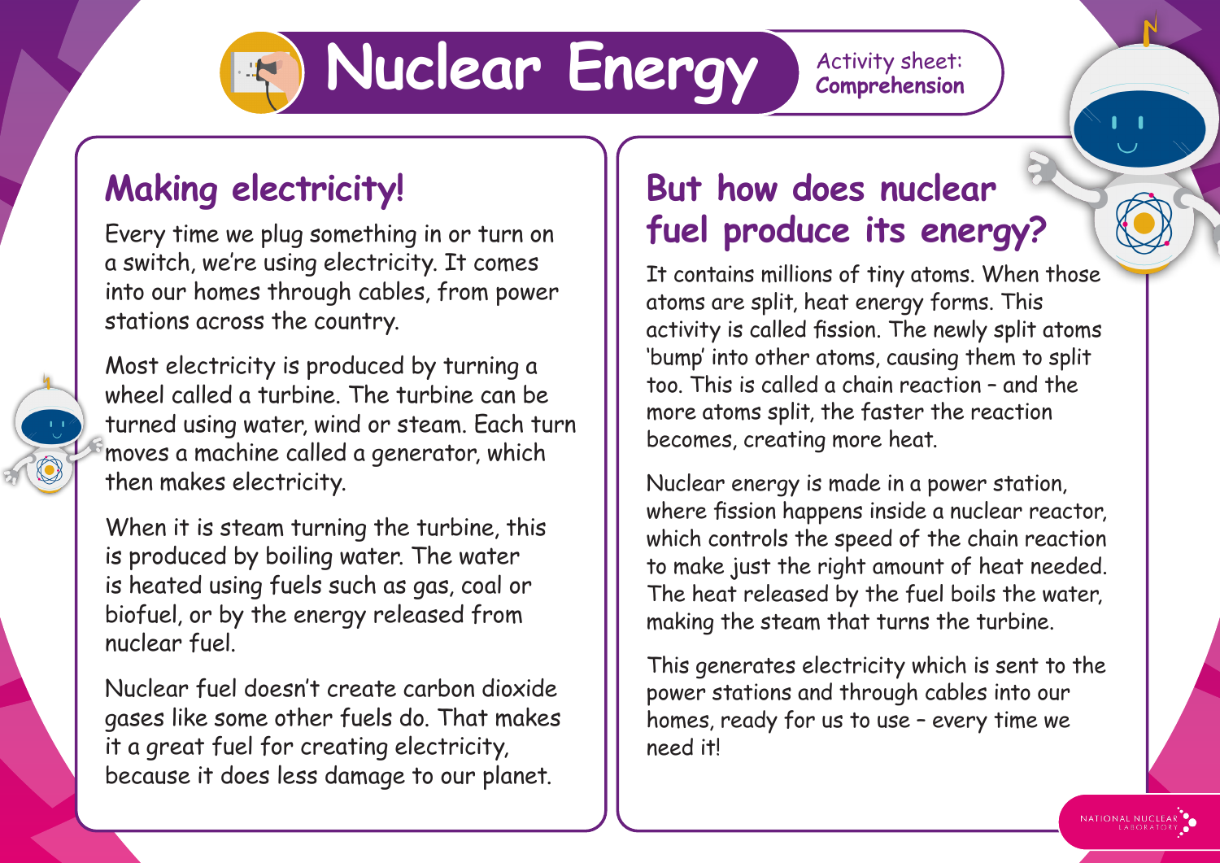# Nuclear Energy

Activity sheet: **Comprehension**

## Making electricity!

Every time we plug something in or turn on a switch, we're using electricity. It comes into our homes through cables, from power stations across the country.

Most electricity is produced by turning a wheel called a turbine. The turbine can be turned using water, wind or steam. Each turn moves a machine called a generator, which then makes electricity.

When it is steam turning the turbine, this is produced by boiling water. The water is heated using fuels such as gas, coal or biofuel, or by the energy released from nuclear fuel.

Nuclear fuel doesn't create carbon dioxide gases like some other fuels do. That makes it a great fuel for creating electricity, because it does less damage to our planet.

## But how does nuclear fuel produce its energy?

It contains millions of tiny atoms. When those atoms are split, heat energy forms. This activity is called fission. The newly split atoms 'bump' into other atoms, causing them to split too. This is called a chain reaction – and the more atoms split, the faster the reaction becomes, creating more heat.

Nuclear energy is made in a power station, where fission happens inside a nuclear reactor, which controls the speed of the chain reaction to make just the right amount of heat needed. The heat released by the fuel boils the water, making the steam that turns the turbine.

This generates electricity which is sent to the power stations and through cables into our homes, ready for us to use – every time we need it!

NATIONAL NUCLEAR LABORATORY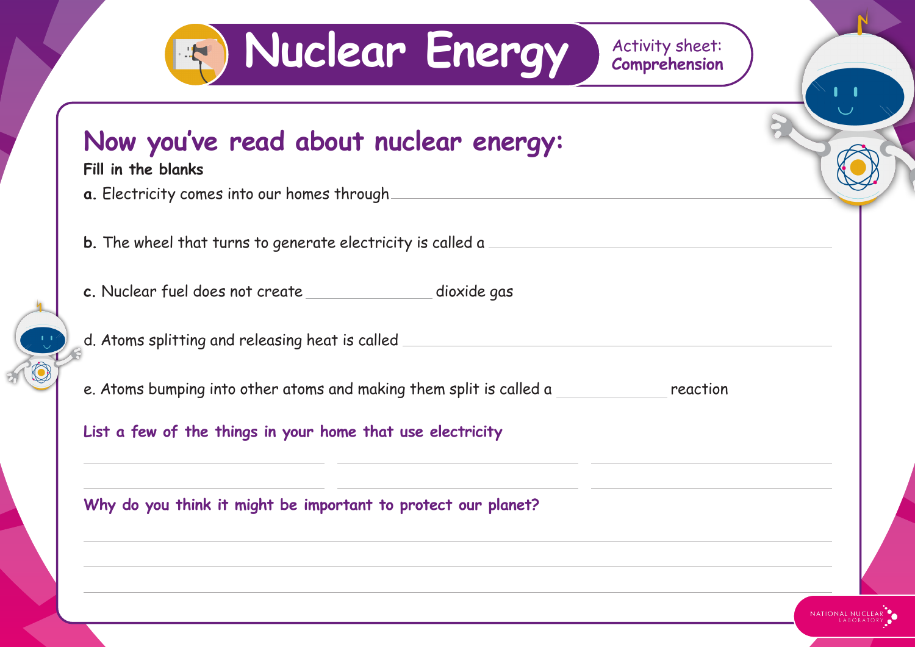# Nuclear Energy

Activity sheet: **Comprehension**

## Now you've read about nuclear energy:

**Fill in the blanks**

**a.** Electricity comes into our homes through ______________________

**b.** The wheel that turns to generate electricity is called a ______________________

**c.** Nuclear fuel does not create ____________ dioxide gas

d. Atoms splitting and releasing heat is called ______________________

e. Atoms bumping into other atoms and making them split is called a ____________ reaction

### List a few of the things in your home that use electricity

______________ ______________ ______________

______________ ______________ ______________

### Why do you think it might be important to protect our planet?

______________________________________________

______________________________________________

______________________________________________

NATIONAL NUCLEAR LABORATORY